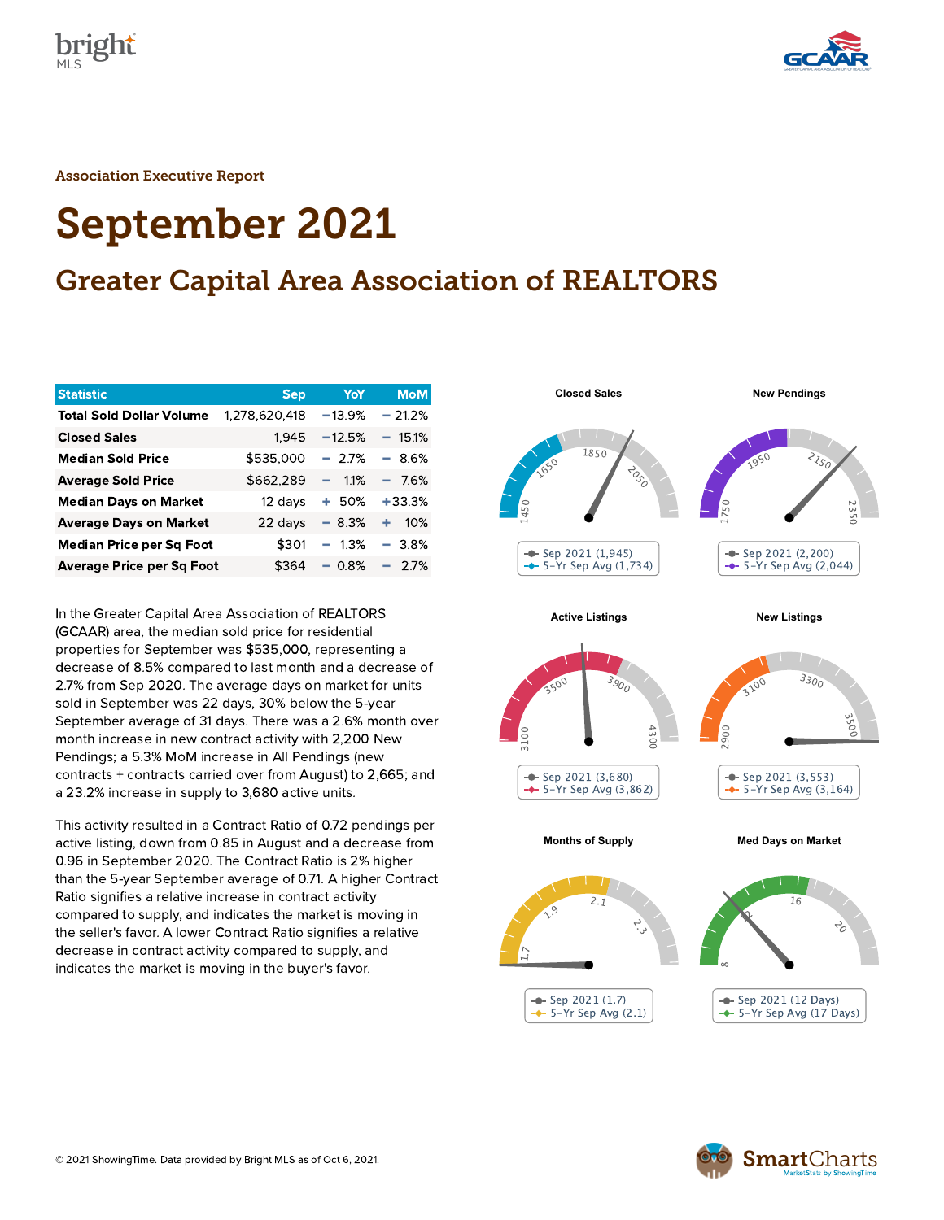Association Executive Report

# September 2021

## Greater Capital Area Association of REALTORS

| Statistic | Sep | YoY | MoM |
|---|---|---|---|
| **Total Sold Dollar Volume** | 1,278,620,418 | −13.9% | − 21.2% |
| **Closed Sales** | 1,945 | −12.5% | − 15.1% |
| **Median Sold Price** | $535,000 | − 2.7% | − 8.6% |
| **Average Sold Price** | $662,289 | − 1.1% | − 7.6% |
| **Median Days on Market** | 12 days | + 50% | +33.3% |
| **Average Days on Market** | 22 days | − 8.3% | + 10% |
| **Median Price per Sq Foot** | $301 | − 1.3% | − 3.8% |
| **Average Price per Sq Foot** | $364 | − 0.8% | − 2.7% |

In the Greater Capital Area Association of REALTORS (GCAAR) area, the median sold price for residential properties for September was $535,000, representing a decrease of 8.5% compared to last month and a decrease of 2.7% from Sep 2020. The average days on market for units sold in September was 22 days, 30% below the 5-year September average of 31 days. There was a 2.6% month over month increase in new contract activity with 2,200 New Pendings; a 5.3% MoM increase in All Pendings (new contracts + contracts carried over from August) to 2,665; and a 23.2% increase in supply to 3,680 active units.

This activity resulted in a Contract Ratio of 0.72 pendings per active listing, down from 0.85 in August and a decrease from 0.96 in September 2020. The Contract Ratio is 2% higher than the 5-year September average of 0.71. A higher Contract Ratio signifies a relative increase in contract activity compared to supply, and indicates the market is moving in the seller's favor. A lower Contract Ratio signifies a relative decrease in contract activity compared to supply, and indicates the market is moving in the buyer's favor.

**Closed Sales**

Sep 2021 (1,945)
5-Yr Sep Avg (1,734)

**New Pendings**

Sep 2021 (2,200)
5-Yr Sep Avg (2,044)

**Active Listings**

Sep 2021 (3,680)
5-Yr Sep Avg (3,862)

**New Listings**

Sep 2021 (3,553)
5-Yr Sep Avg (3,164)

**Months of Supply**

Sep 2021 (1.7)
5-Yr Sep Avg (2.1)

**Med Days on Market**

Sep 2021 (12 Days)
5-Yr Sep Avg (17 Days)

© 2021 ShowingTime. Data provided by Bright MLS as of Oct 6, 2021.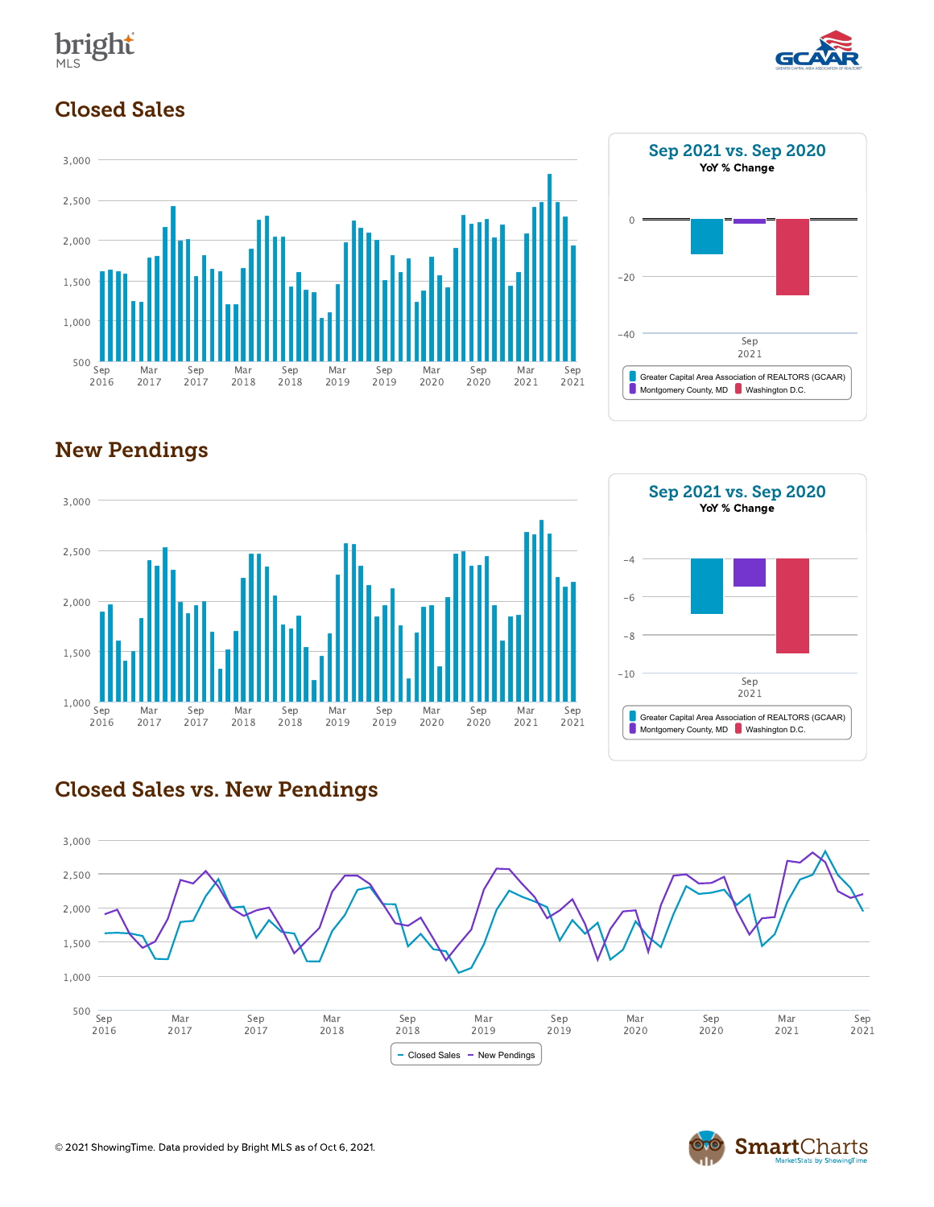## Closed Sales

3,000
2,500
2,000
1,500
1,000
500

Sep 2016 | Mar 2017 | Sep 2017 | Mar 2018 | Sep 2018 | Mar 2019 | Sep 2019 | Mar 2020 | Sep 2020 | Mar 2021 | Sep 2021

### Sep 2021 vs. Sep 2020

**YoY % Change**

0
-20
-40

Sep 2021

Greater Capital Area Association of REALTORS (GCAAR)
Montgomery County, MD
Washington D.C.

## New Pendings

3,000
2,500
2,000
1,500
1,000

Sep 2016 | Mar 2017 | Sep 2017 | Mar 2018 | Sep 2018 | Mar 2019 | Sep 2019 | Mar 2020 | Sep 2020 | Mar 2021 | Sep 2021

### Sep 2021 vs. Sep 2020

**YoY % Change**

-4
-6
-8
-10

Sep 2021

Greater Capital Area Association of REALTORS (GCAAR)
Montgomery County, MD
Washington D.C.

## Closed Sales vs. New Pendings

3,000
2,500
2,000
1,500
1,000
500

Sep 2016 | Mar 2017 | Sep 2017 | Mar 2018 | Sep 2018 | Mar 2019 | Sep 2019 | Mar 2020 | Sep 2020 | Mar 2021 | Sep 2021

Closed Sales — New Pendings

© 2021 ShowingTime. Data provided by Bright MLS as of Oct 6, 2021.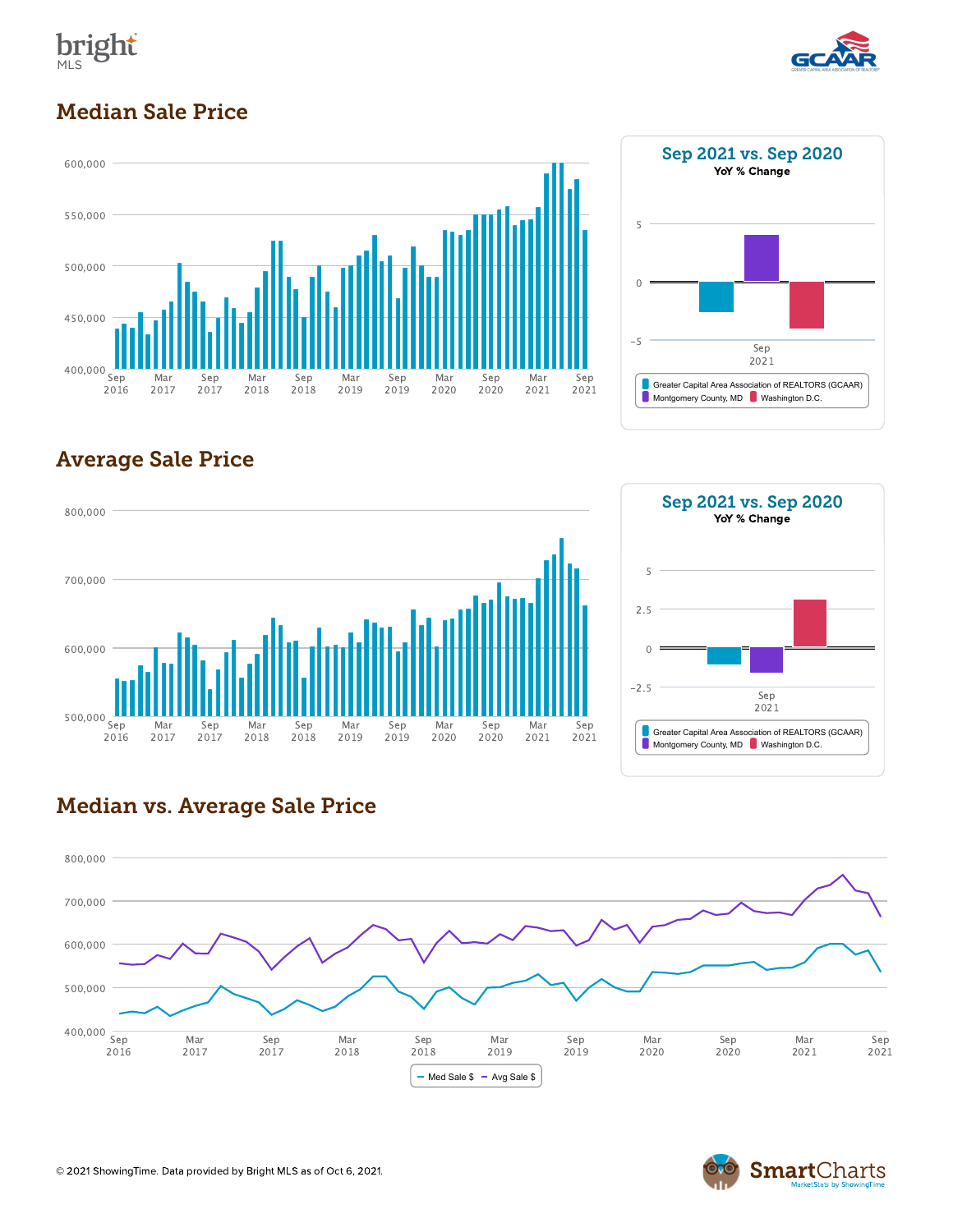## Median Sale Price

Sep 2021 vs. Sep 2020
YoY % Change

Greater Capital Area Association of REALTORS (GCAAR)
Montgomery County, MD
Washington D.C.

## Average Sale Price

Sep 2021 vs. Sep 2020
YoY % Change

Greater Capital Area Association of REALTORS (GCAAR)
Montgomery County, MD
Washington D.C.

## Median vs. Average Sale Price

Med Sale $ — Avg Sale $

© 2021 ShowingTime. Data provided by Bright MLS as of Oct 6, 2021.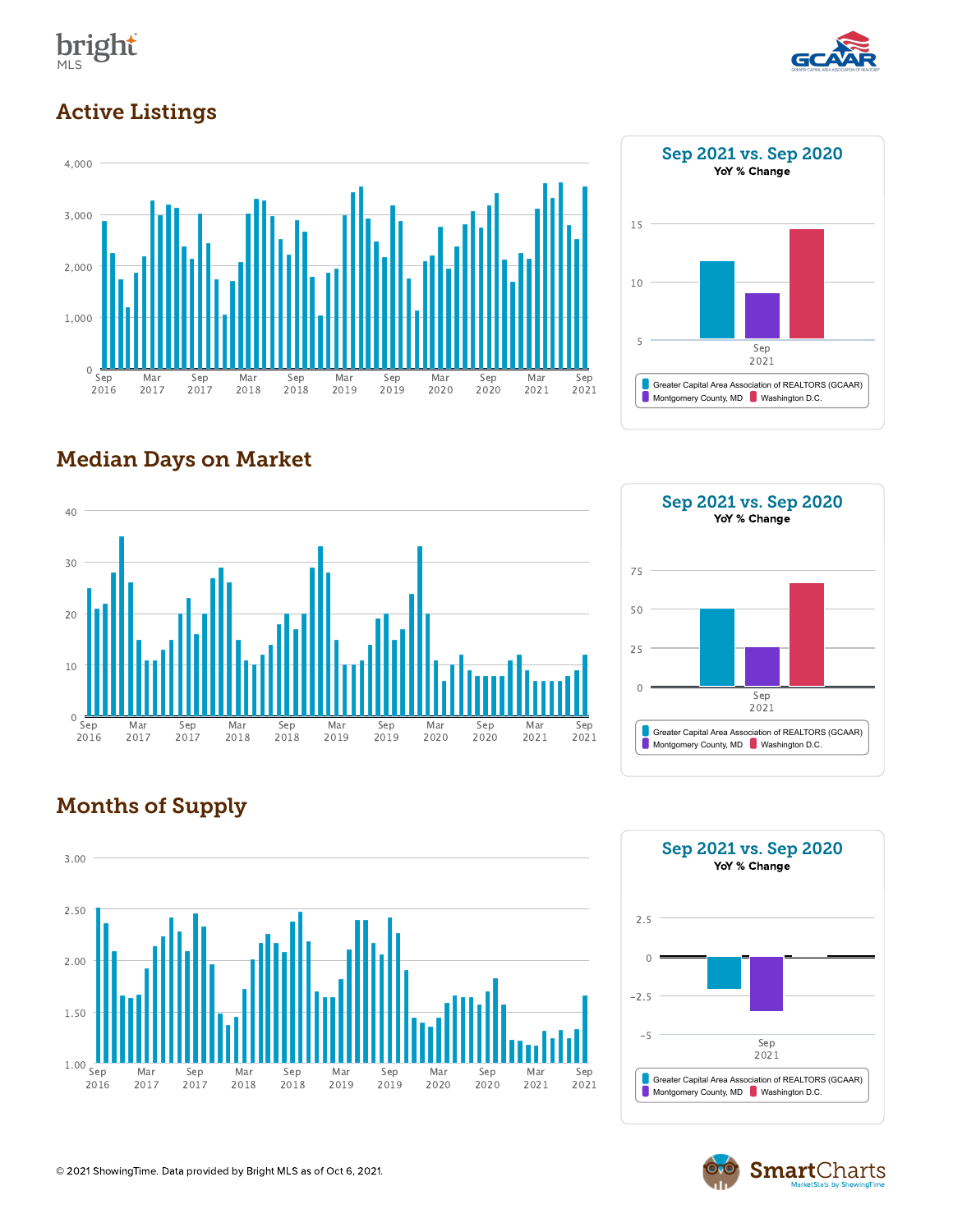## Active Listings

4,000
3,000
2,000
1,000
0

Sep 2016 | Mar 2017 | Sep 2017 | Mar 2018 | Sep 2018 | Mar 2019 | Sep 2019 | Mar 2020 | Sep 2020 | Mar 2021 | Sep 2021

**Sep 2021 vs. Sep 2020**
**YoY % Change**

15
10
5

Sep 2021

Greater Capital Area Association of REALTORS (GCAAR)
Montgomery County, MD
Washington D.C.

## Median Days on Market

40
30
20
10
0

Sep 2016 | Mar 2017 | Sep 2017 | Mar 2018 | Sep 2018 | Mar 2019 | Sep 2019 | Mar 2020 | Sep 2020 | Mar 2021 | Sep 2021

**Sep 2021 vs. Sep 2020**
**YoY % Change**

75
50
25
0

Sep 2021

Greater Capital Area Association of REALTORS (GCAAR)
Montgomery County, MD
Washington D.C.

## Months of Supply

3.00
2.50
2.00
1.50
1.00

Sep 2016 | Mar 2017 | Sep 2017 | Mar 2018 | Sep 2018 | Mar 2019 | Sep 2019 | Mar 2020 | Sep 2020 | Mar 2021 | Sep 2021

**Sep 2021 vs. Sep 2020**
**YoY % Change**

2.5
0
−2.5
−5

Sep 2021

Greater Capital Area Association of REALTORS (GCAAR)
Montgomery County, MD
Washington D.C.

© 2021 ShowingTime. Data provided by Bright MLS as of Oct 6, 2021.